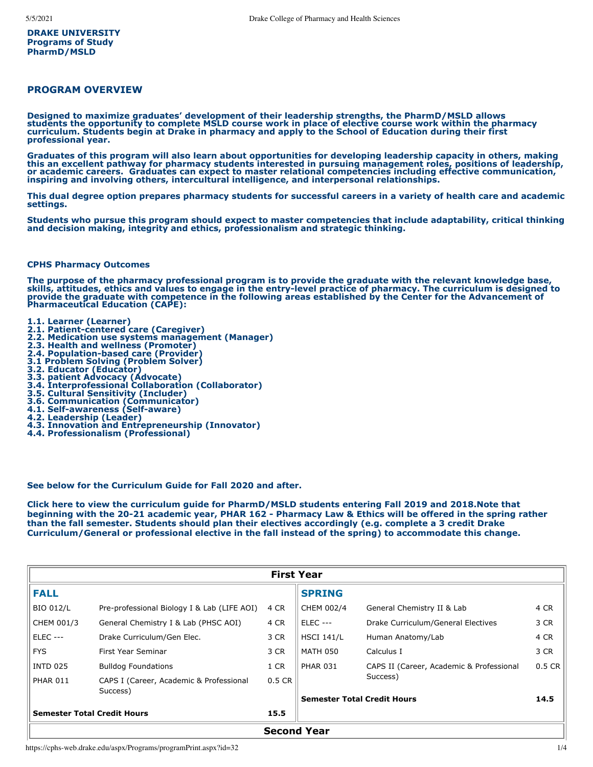**DRAKE UNIVERSITY**
**Programs of Study**
**PharmD/MSLD**

## PROGRAM OVERVIEW

**Designed to maximize graduates' development of their leadership strengths, the PharmD/MSLD allows students the opportunity to complete MSLD course work in place of elective course work within the pharmacy curriculum. Students begin at Drake in pharmacy and apply to the School of Education during their first professional year.**

**Graduates of this program will also learn about opportunities for developing leadership capacity in others, making this an excellent pathway for pharmacy students interested in pursuing management roles, positions of leadership, or academic careers. Graduates can expect to master relational competencies including effective communication, inspiring and involving others, intercultural intelligence, and interpersonal relationships.**

**This dual degree option prepares pharmacy students for successful careers in a variety of health care and academic settings.**

**Students who pursue this program should expect to master competencies that include adaptability, critical thinking and decision making, integrity and ethics, professionalism and strategic thinking.**

### CPHS Pharmacy Outcomes

**The purpose of the pharmacy professional program is to provide the graduate with the relevant knowledge base, skills, attitudes, ethics and values to engage in the entry-level practice of pharmacy. The curriculum is designed to provide the graduate with competence in the following areas established by the Center for the Advancement of Pharmaceutical Education (CAPE):**

**1.1. Learner (Learner)**
**2.1. Patient-centered care (Caregiver)**
**2.2. Medication use systems management (Manager)**
**2.3. Health and wellness (Promoter)**
**2.4. Population-based care (Provider)**
**3.1 Problem Solving (Problem Solver)**
**3.2. Educator (Educator)**
**3.3. patient Advocacy (Advocate)**
**3.4. Interprofessional Collaboration (Collaborator)**
**3.5. Cultural Sensitivity (Includer)**
**3.6. Communication (Communicator)**
**4.1. Self-awareness (Self-aware)**
**4.2. Leadership (Leader)**
**4.3. Innovation and Entrepreneurship (Innovator)**
**4.4. Professionalism (Professional)**

**See below for the Curriculum Guide for Fall 2020 and after.**

**Click here to view the curriculum guide for PharmD/MSLD students entering Fall 2019 and 2018.Note that beginning with the 20-21 academic year, PHAR 162 - Pharmacy Law & Ethics will be offered in the spring rather than the fall semester. Students should plan their electives accordingly (e.g. complete a 3 credit Drake Curriculum/General or professional elective in the fall instead of the spring) to accommodate this change.**

| **First Year** | | | | | |
|---|---|---|---|---|---|
| **FALL** | | | **SPRING** | | |
| BIO 012/L | Pre-professional Biology I & Lab (LIFE AOI) | 4 CR | CHEM 002/4 | General Chemistry II & Lab | 4 CR |
| CHEM 001/3 | General Chemistry I & Lab (PHSC AOI) | 4 CR | ELEC --- | Drake Curriculum/General Electives | 3 CR |
| ELEC --- | Drake Curriculum/Gen Elec. | 3 CR | HSCI 141/L | Human Anatomy/Lab | 4 CR |
| FYS | First Year Seminar | 3 CR | MATH 050 | Calculus I | 3 CR |
| INTD 025 | Bulldog Foundations | 1 CR | PHAR 031 | CAPS II (Career, Academic & Professional Success) | 0.5 CR |
| PHAR 011 | CAPS I (Career, Academic & Professional Success) | 0.5 CR | **Semester Total Credit Hours** | | **14.5** |
| **Semester Total Credit Hours** | | **15.5** | | | |
| **Second Year** | | | | | |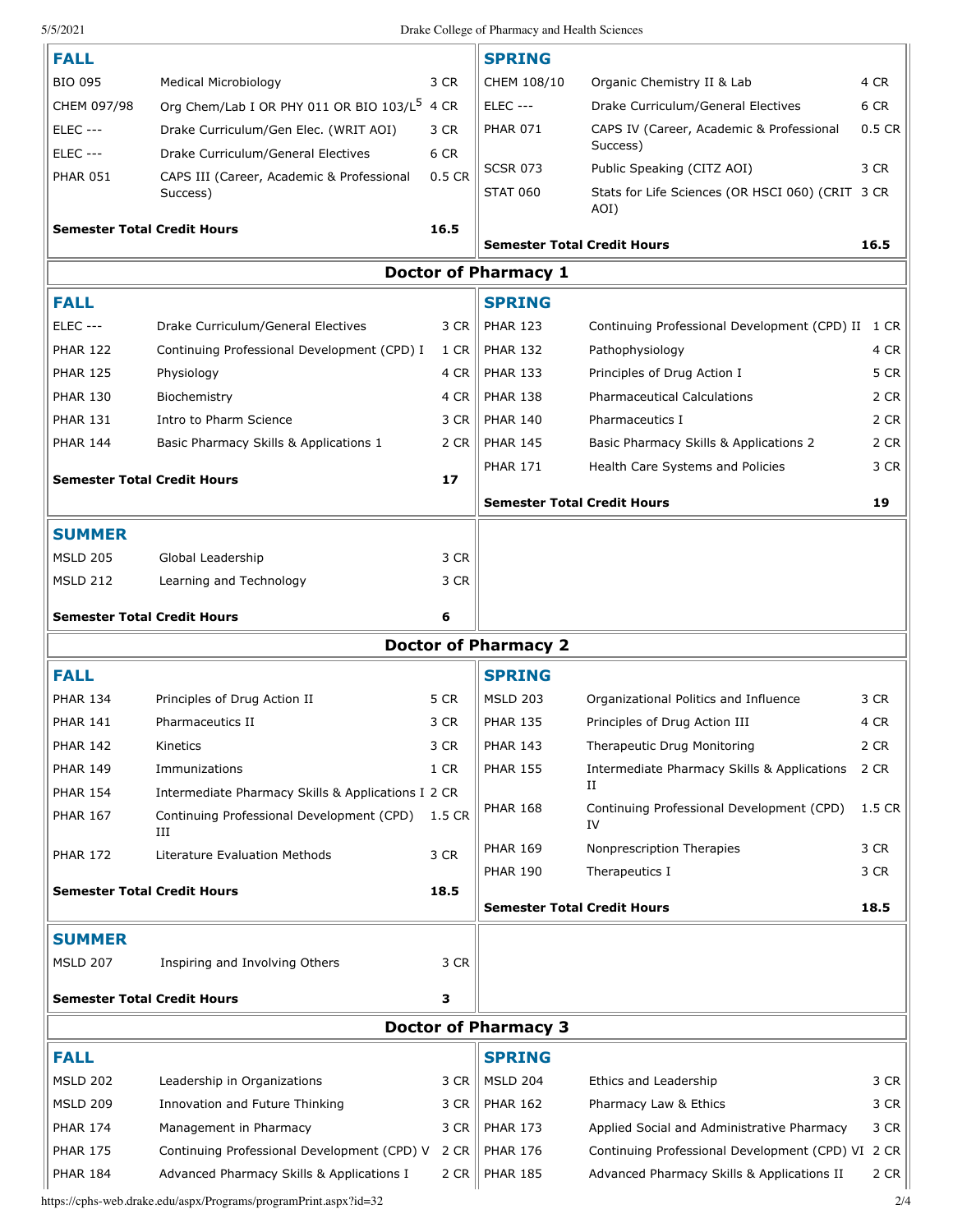| FALL | | | SPRING | | |
|---|---|---|---|---|---|
| BIO 095 | Medical Microbiology | 3 CR | CHEM 108/10 | Organic Chemistry II & Lab | 4 CR |
| CHEM 097/98 | Org Chem/Lab I OR PHY 011 OR BIO 103/L[5] | 4 CR | ELEC --- | Drake Curriculum/General Electives | 6 CR |
| ELEC --- | Drake Curriculum/Gen Elec. (WRIT AOI) | 3 CR | PHAR 071 | CAPS IV (Career, Academic & Professional Success) | 0.5 CR |
| ELEC --- | Drake Curriculum/General Electives | 6 CR | SCSR 073 | Public Speaking (CITZ AOI) | 3 CR |
| PHAR 051 | CAPS III (Career, Academic & Professional Success) | 0.5 CR | STAT 060 | Stats for Life Sciences (OR HSCI 060) (CRIT AOI) | 3 CR |
| **Semester Total Credit Hours** | | **16.5** | **Semester Total Credit Hours** | | **16.5** |

## Doctor of Pharmacy 1

| FALL | | | SPRING | | |
|---|---|---|---|---|---|
| ELEC --- | Drake Curriculum/General Electives | 3 CR | PHAR 123 | Continuing Professional Development (CPD) II | 1 CR |
| PHAR 122 | Continuing Professional Development (CPD) I | 1 CR | PHAR 132 | Pathophysiology | 4 CR |
| PHAR 125 | Physiology | 4 CR | PHAR 133 | Principles of Drug Action I | 5 CR |
| PHAR 130 | Biochemistry | 4 CR | PHAR 138 | Pharmaceutical Calculations | 2 CR |
| PHAR 131 | Intro to Pharm Science | 3 CR | PHAR 140 | Pharmaceutics I | 2 CR |
| PHAR 144 | Basic Pharmacy Skills & Applications 1 | 2 CR | PHAR 145 | Basic Pharmacy Skills & Applications 2 | 2 CR |
| | | | PHAR 171 | Health Care Systems and Policies | 3 CR |
| **Semester Total Credit Hours** | | **17** | **Semester Total Credit Hours** | | **19** |

| SUMMER | | |
|---|---|---|
| MSLD 205 | Global Leadership | 3 CR |
| MSLD 212 | Learning and Technology | 3 CR |
| **Semester Total Credit Hours** | | **6** |

## Doctor of Pharmacy 2

| FALL | | | SPRING | | |
|---|---|---|---|---|---|
| PHAR 134 | Principles of Drug Action II | 5 CR | MSLD 203 | Organizational Politics and Influence | 3 CR |
| PHAR 141 | Pharmaceutics II | 3 CR | PHAR 135 | Principles of Drug Action III | 4 CR |
| PHAR 142 | Kinetics | 3 CR | PHAR 143 | Therapeutic Drug Monitoring | 2 CR |
| PHAR 149 | Immunizations | 1 CR | PHAR 155 | Intermediate Pharmacy Skills & Applications II | 2 CR |
| PHAR 154 | Intermediate Pharmacy Skills & Applications I | 2 CR | PHAR 168 | Continuing Professional Development (CPD) IV | 1.5 CR |
| PHAR 167 | Continuing Professional Development (CPD) III | 1.5 CR | PHAR 169 | Nonprescription Therapies | 3 CR |
| PHAR 172 | Literature Evaluation Methods | 3 CR | PHAR 190 | Therapeutics I | 3 CR |
| **Semester Total Credit Hours** | | **18.5** | **Semester Total Credit Hours** | | **18.5** |

| SUMMER | | |
|---|---|---|
| MSLD 207 | Inspiring and Involving Others | 3 CR |
| **Semester Total Credit Hours** | | **3** |

## Doctor of Pharmacy 3

| FALL | | | SPRING | | |
|---|---|---|---|---|---|
| MSLD 202 | Leadership in Organizations | 3 CR | MSLD 204 | Ethics and Leadership | 3 CR |
| MSLD 209 | Innovation and Future Thinking | 3 CR | PHAR 162 | Pharmacy Law & Ethics | 3 CR |
| PHAR 174 | Management in Pharmacy | 3 CR | PHAR 173 | Applied Social and Administrative Pharmacy | 3 CR |
| PHAR 175 | Continuing Professional Development (CPD) V | 2 CR | PHAR 176 | Continuing Professional Development (CPD) VI | 2 CR |
| PHAR 184 | Advanced Pharmacy Skills & Applications I | 2 CR | PHAR 185 | Advanced Pharmacy Skills & Applications II | 2 CR |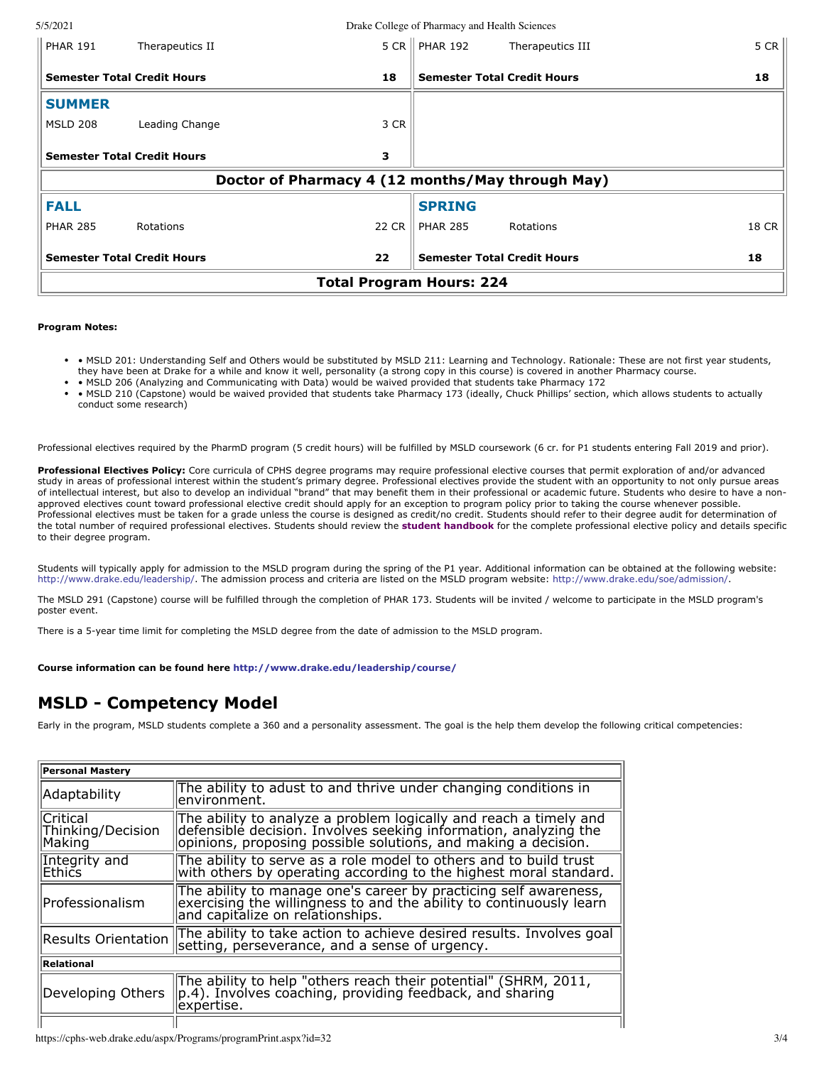| | | | | | |
|---|---|---|---|---|---|
| PHAR 191 | Therapeutics II | 5 CR | PHAR 192 | Therapeutics III | 5 CR |
| **Semester Total Credit Hours** | | **18** | **Semester Total Credit Hours** | | **18** |
| **SUMMER** | | | | | |
| MSLD 208 | Leading Change | 3 CR | | | |
| **Semester Total Credit Hours** | | **3** | | | |
| **Doctor of Pharmacy 4 (12 months/May through May)** | | | | | |
| **FALL** | | | **SPRING** | | |
| PHAR 285 | Rotations | 22 CR | PHAR 285 | Rotations | 18 CR |
| **Semester Total Credit Hours** | | **22** | **Semester Total Credit Hours** | | **18** |
| **Total Program Hours: 224** | | | | | |

**Program Notes:**

- • MSLD 201: Understanding Self and Others would be substituted by MSLD 211: Learning and Technology. Rationale: These are not first year students, they have been at Drake for a while and know it well, personality (a strong copy in this course) is covered in another Pharmacy course.
- • MSLD 206 (Analyzing and Communicating with Data) would be waived provided that students take Pharmacy 172
- • MSLD 210 (Capstone) would be waived provided that students take Pharmacy 173 (ideally, Chuck Phillips' section, which allows students to actually conduct some research)

Professional electives required by the PharmD program (5 credit hours) will be fulfilled by MSLD coursework (6 cr. for P1 students entering Fall 2019 and prior).

**Professional Electives Policy:** Core curricula of CPHS degree programs may require professional elective courses that permit exploration of and/or advanced study in areas of professional interest within the student's primary degree. Professional electives provide the student with an opportunity to not only pursue areas of intellectual interest, but also to develop an individual "brand" that may benefit them in their professional or academic future. Students who desire to have a non-approved electives count toward professional elective credit should apply for an exception to program policy prior to taking the course whenever possible. Professional electives must be taken for a grade unless the course is designed as credit/no credit. Students should refer to their degree audit for determination of the total number of required professional electives. Students should review the **student handbook** for the complete professional elective policy and details specific to their degree program.

Students will typically apply for admission to the MSLD program during the spring of the P1 year. Additional information can be obtained at the following website: http://www.drake.edu/leadership/. The admission process and criteria are listed on the MSLD program website: http://www.drake.edu/soe/admission/.

The MSLD 291 (Capstone) course will be fulfilled through the completion of PHAR 173. Students will be invited / welcome to participate in the MSLD program's poster event.

There is a 5-year time limit for completing the MSLD degree from the date of admission to the MSLD program.

**Course information can be found here http://www.drake.edu/leadership/course/**

## MSLD - Competency Model

Early in the program, MSLD students complete a 360 and a personality assessment. The goal is the help them develop the following critical competencies:

| **Personal Mastery** | |
|---|---|
| Adaptability | The ability to adust to and thrive under changing conditions in environment. |
| Critical Thinking/Decision Making | The ability to analyze a problem logically and reach a timely and defensible decision. Involves seeking information, analyzing the opinions, proposing possible solutions, and making a decision. |
| Integrity and Ethics | The ability to serve as a role model to others and to build trust with others by operating according to the highest moral standard. |
| Professionalism | The ability to manage one's career by practicing self awareness, exercising the willingness to and the ability to continuously learn and capitalize on relationships. |
| Results Orientation | The ability to take action to achieve desired results. Involves goal setting, perseverance, and a sense of urgency. |
| **Relational** | |
| Developing Others | The ability to help "others reach their potential" (SHRM, 2011, p.4). Involves coaching, providing feedback, and sharing expertise. |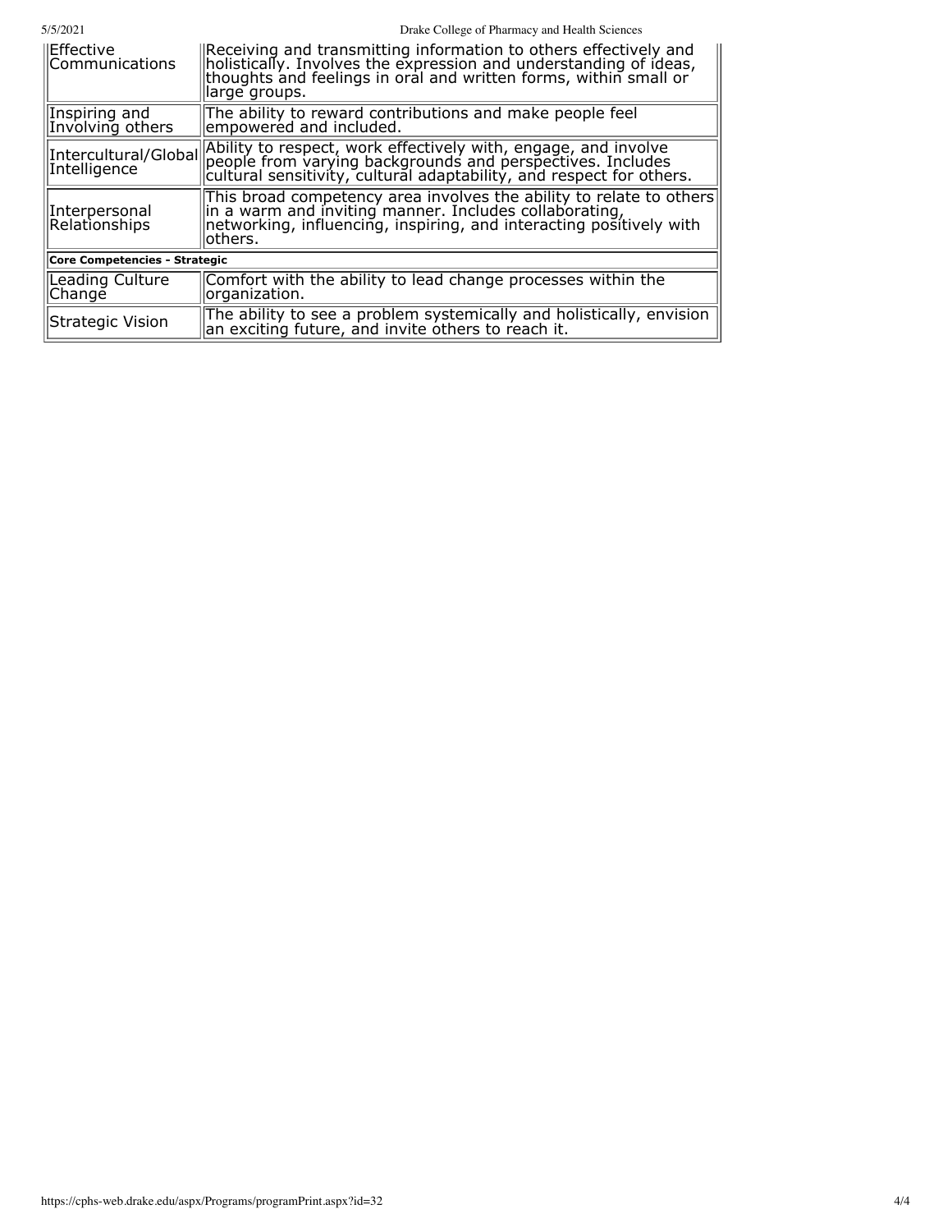| | |
|---|---|
| Effective Communications | Receiving and transmitting information to others effectively and holistically. Involves the expression and understanding of ideas, thoughts and feelings in oral and written forms, within small or large groups. |
| Inspiring and Involving others | The ability to reward contributions and make people feel empowered and included. |
| Intercultural/Global Intelligence | Ability to respect, work effectively with, engage, and involve people from varying backgrounds and perspectives. Includes cultural sensitivity, cultural adaptability, and respect for others. |
| Interpersonal Relationships | This broad competency area involves the ability to relate to others in a warm and inviting manner. Includes collaborating, networking, influencing, inspiring, and interacting positively with others. |
| **Core Competencies - Strategic** | |
| Leading Culture Change | Comfort with the ability to lead change processes within the organization. |
| Strategic Vision | The ability to see a problem systemically and holistically, envision an exciting future, and invite others to reach it. |